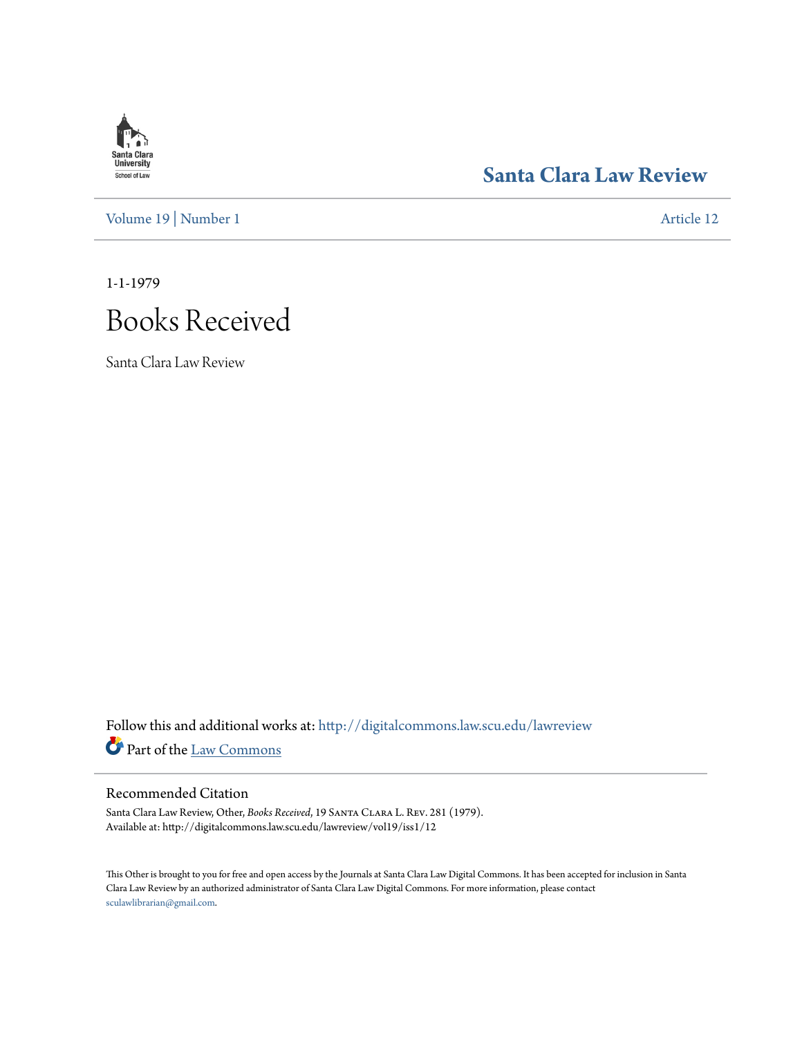# Santa Clara Law Review

Volume 19 | Number 1

Article 12

1-1-1979

# Books Received

Santa Clara Law Review

Follow this and additional works at: http://digitalcommons.law.scu.edu/lawreview

Part of the Law Commons

## Recommended Citation

Santa Clara Law Review, Other, *Books Received*, 19 Santa Clara L. Rev. 281 (1979).
Available at: http://digitalcommons.law.scu.edu/lawreview/vol19/iss1/12

This Other is brought to you for free and open access by the Journals at Santa Clara Law Digital Commons. It has been accepted for inclusion in Santa Clara Law Review by an authorized administrator of Santa Clara Law Digital Commons. For more information, please contact sculawlibrarian@gmail.com.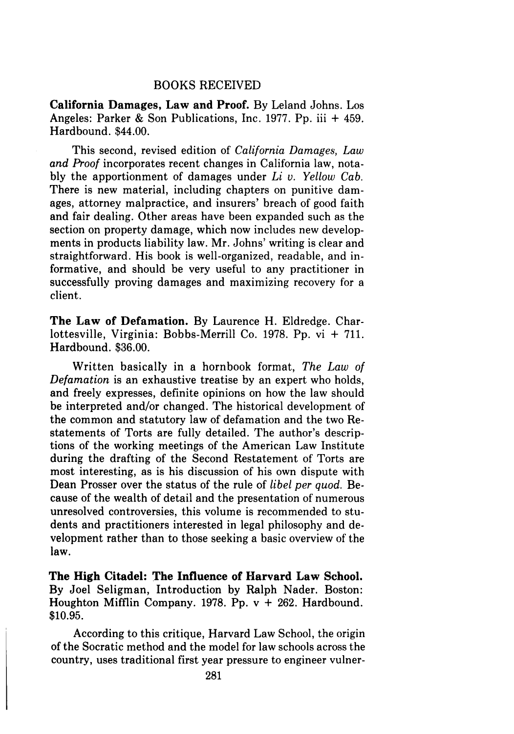## BOOKS RECEIVED

**California Damages, Law and Proof.** By Leland Johns. Los Angeles: Parker & Son Publications, Inc. 1977. Pp. iii + 459. Hardbound. $44.00.

This second, revised edition of *California Damages, Law and Proof* incorporates recent changes in California law, notably the apportionment of damages under *Li v. Yellow Cab.* There is new material, including chapters on punitive damages, attorney malpractice, and insurers' breach of good faith and fair dealing. Other areas have been expanded such as the section on property damage, which now includes new developments in products liability law. Mr. Johns' writing is clear and straightforward. His book is well-organized, readable, and informative, and should be very useful to any practitioner in successfully proving damages and maximizing recovery for a client.

**The Law of Defamation.** By Laurence H. Eldredge. Charlottesville, Virginia: Bobbs-Merrill Co. 1978. Pp. vi + 711. Hardbound. $36.00.

Written basically in a hornbook format, *The Law of Defamation* is an exhaustive treatise by an expert who holds, and freely expresses, definite opinions on how the law should be interpreted and/or changed. The historical development of the common and statutory law of defamation and the two Restatements of Torts are fully detailed. The author's descriptions of the working meetings of the American Law Institute during the drafting of the Second Restatement of Torts are most interesting, as is his discussion of his own dispute with Dean Prosser over the status of the rule of *libel per quod.* Because of the wealth of detail and the presentation of numerous unresolved controversies, this volume is recommended to students and practitioners interested in legal philosophy and development rather than to those seeking a basic overview of the law.

**The High Citadel: The Influence of Harvard Law School.** By Joel Seligman, Introduction by Ralph Nader. Boston: Houghton Mifflin Company. 1978. Pp. v + 262. Hardbound. $10.95.

According to this critique, Harvard Law School, the origin of the Socratic method and the model for law schools across the country, uses traditional first year pressure to engineer vulner-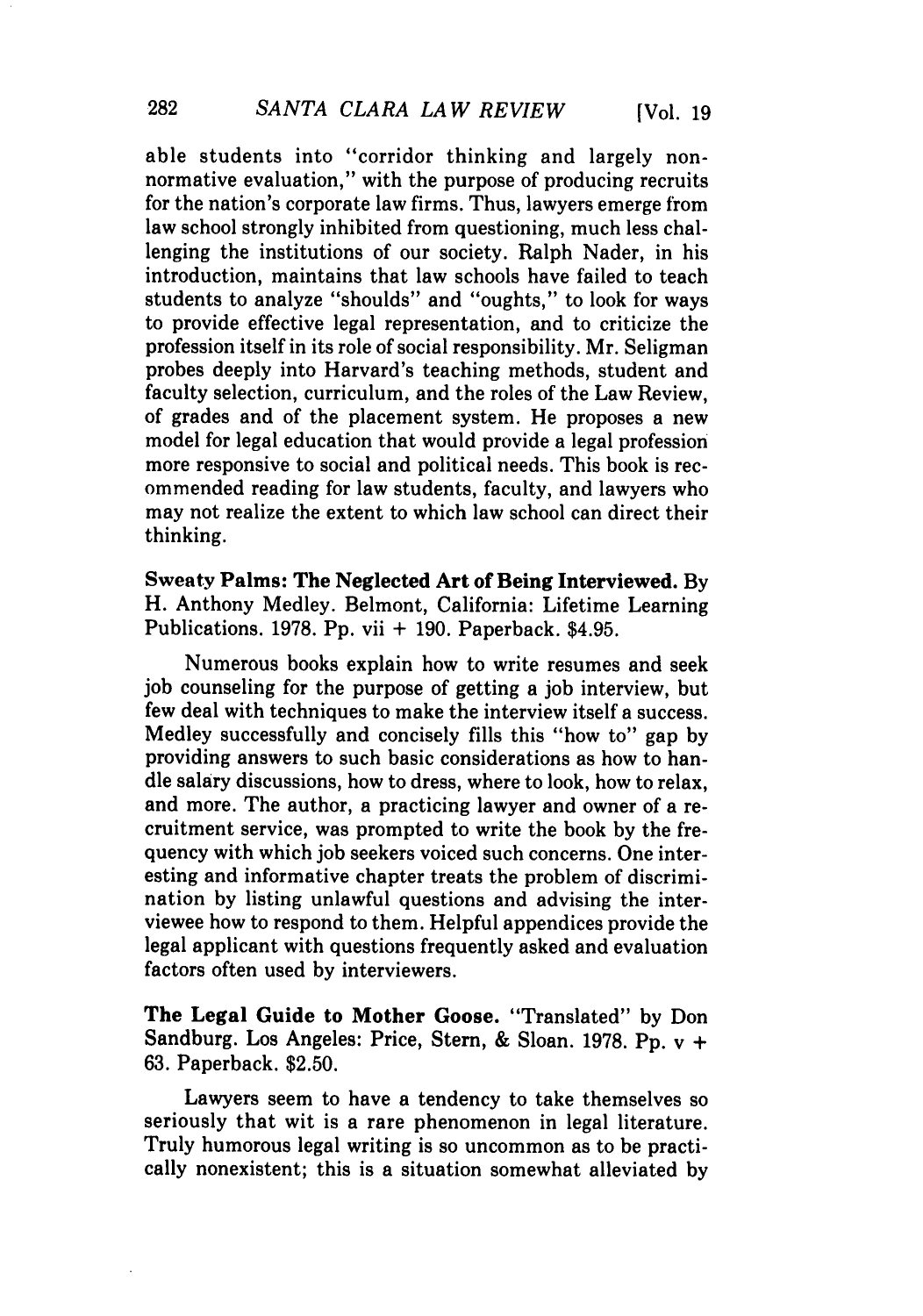able students into "corridor thinking and largely non-normative evaluation," with the purpose of producing recruits for the nation's corporate law firms. Thus, lawyers emerge from law school strongly inhibited from questioning, much less challenging the institutions of our society. Ralph Nader, in his introduction, maintains that law schools have failed to teach students to analyze "shoulds" and "oughts," to look for ways to provide effective legal representation, and to criticize the profession itself in its role of social responsibility. Mr. Seligman probes deeply into Harvard's teaching methods, student and faculty selection, curriculum, and the roles of the Law Review, of grades and of the placement system. He proposes a new model for legal education that would provide a legal profession more responsive to social and political needs. This book is recommended reading for law students, faculty, and lawyers who may not realize the extent to which law school can direct their thinking.

**Sweaty Palms: The Neglected Art of Being Interviewed.** By H. Anthony Medley. Belmont, California: Lifetime Learning Publications. 1978. Pp. vii + 190. Paperback. $4.95.

Numerous books explain how to write resumes and seek job counseling for the purpose of getting a job interview, but few deal with techniques to make the interview itself a success. Medley successfully and concisely fills this "how to" gap by providing answers to such basic considerations as how to handle salary discussions, how to dress, where to look, how to relax, and more. The author, a practicing lawyer and owner of a recruitment service, was prompted to write the book by the frequency with which job seekers voiced such concerns. One interesting and informative chapter treats the problem of discrimination by listing unlawful questions and advising the interviewee how to respond to them. Helpful appendices provide the legal applicant with questions frequently asked and evaluation factors often used by interviewers.

**The Legal Guide to Mother Goose.** "Translated" by Don Sandburg. Los Angeles: Price, Stern, & Sloan. 1978. Pp. v + 63. Paperback. $2.50.

Lawyers seem to have a tendency to take themselves so seriously that wit is a rare phenomenon in legal literature. Truly humorous legal writing is so uncommon as to be practically nonexistent; this is a situation somewhat alleviated by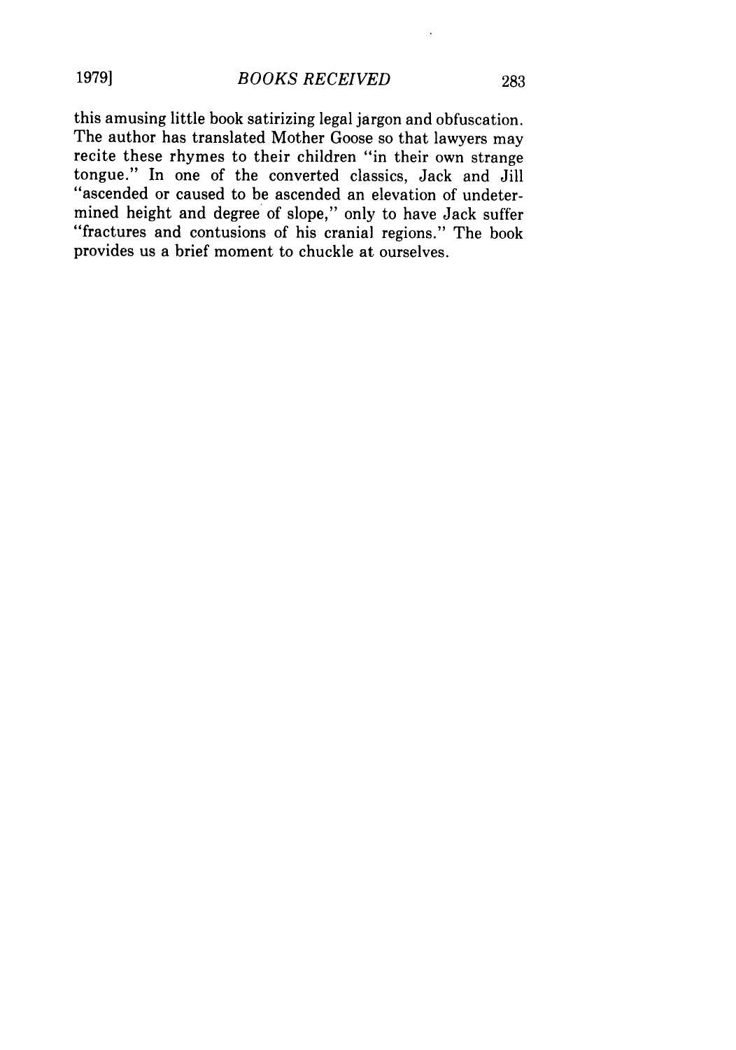this amusing little book satirizing legal jargon and obfuscation. The author has translated Mother Goose so that lawyers may recite these rhymes to their children "in their own strange tongue." In one of the converted classics, Jack and Jill "ascended or caused to be ascended an elevation of undetermined height and degree of slope," only to have Jack suffer "fractures and contusions of his cranial regions." The book provides us a brief moment to chuckle at ourselves.